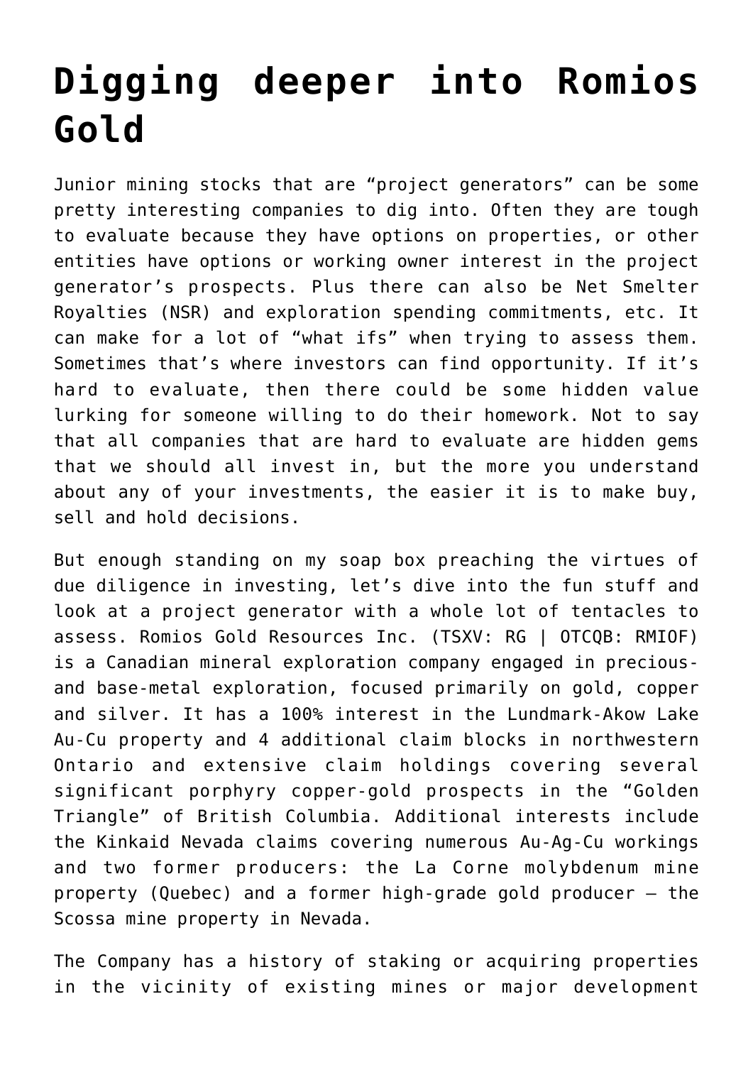# Digging deeper into Romios Gold

Junior mining stocks that are "project generators" can be some pretty interesting companies to dig into. Often they are tough to evaluate because they have options on properties, or other entities have options or working owner interest in the project generator's prospects. Plus there can also be Net Smelter Royalties (NSR) and exploration spending commitments, etc. It can make for a lot of "what ifs" when trying to assess them. Sometimes that's where investors can find opportunity. If it's hard to evaluate, then there could be some hidden value lurking for someone willing to do their homework. Not to say that all companies that are hard to evaluate are hidden gems that we should all invest in, but the more you understand about any of your investments, the easier it is to make buy, sell and hold decisions.

But enough standing on my soap box preaching the virtues of due diligence in investing, let's dive into the fun stuff and look at a project generator with a whole lot of tentacles to assess. Romios Gold Resources Inc. (TSXV: RG | OTCQB: RMIOF) is a Canadian mineral exploration company engaged in precious- and base-metal exploration, focused primarily on gold, copper and silver. It has a 100% interest in the Lundmark-Akow Lake Au-Cu property and 4 additional claim blocks in northwestern Ontario and extensive claim holdings covering several significant porphyry copper-gold prospects in the "Golden Triangle" of British Columbia. Additional interests include the Kinkaid Nevada claims covering numerous Au-Ag-Cu workings and two former producers: the La Corne molybdenum mine property (Quebec) and a former high-grade gold producer – the Scossa mine property in Nevada.

The Company has a history of staking or acquiring properties in the vicinity of existing mines or major development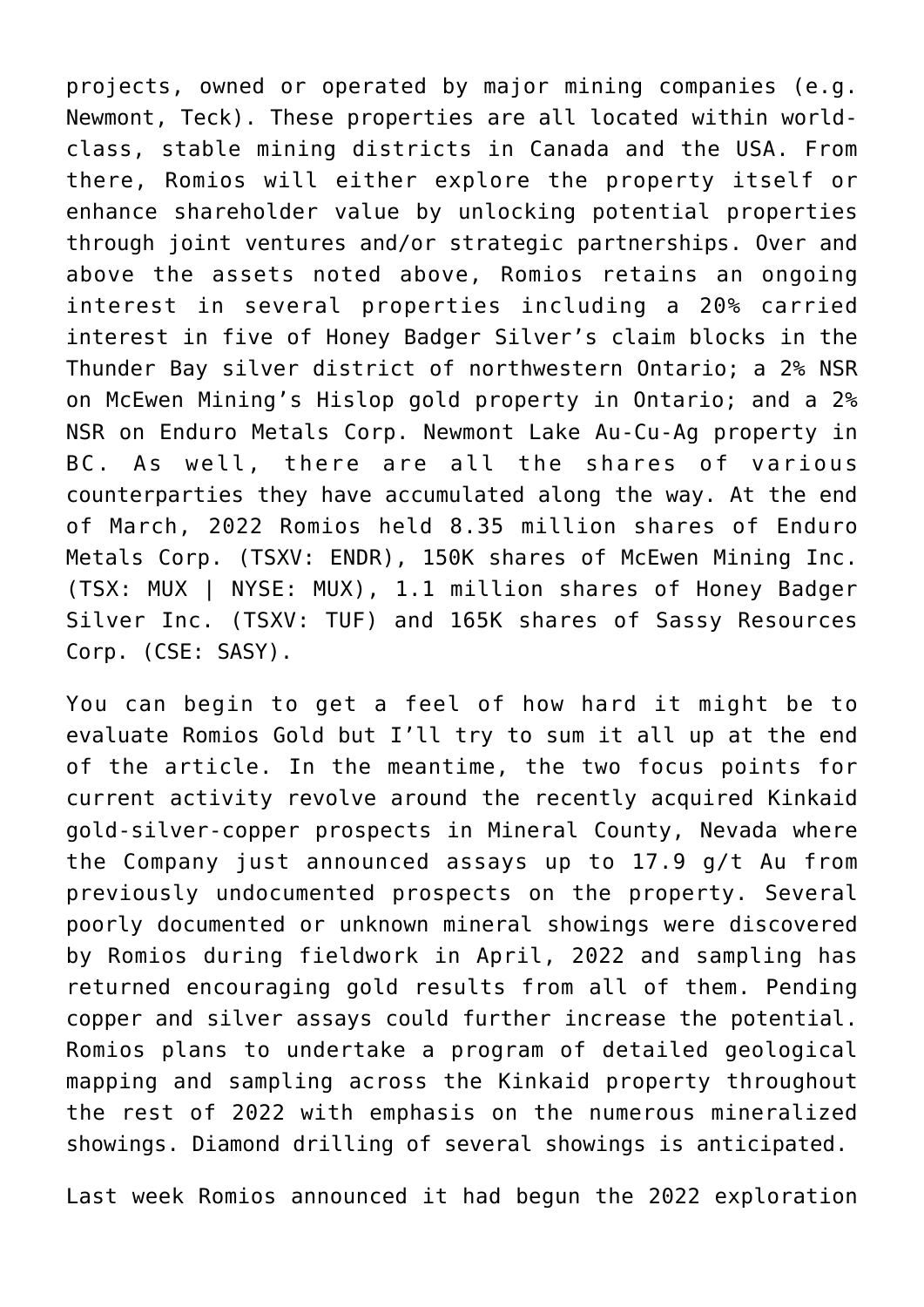projects, owned or operated by major mining companies (e.g. Newmont, Teck). These properties are all located within world-class, stable mining districts in Canada and the USA. From there, Romios will either explore the property itself or enhance shareholder value by unlocking potential properties through joint ventures and/or strategic partnerships. Over and above the assets noted above, Romios retains an ongoing interest in several properties including a 20% carried interest in five of Honey Badger Silver's claim blocks in the Thunder Bay silver district of northwestern Ontario; a 2% NSR on McEwen Mining's Hislop gold property in Ontario; and a 2% NSR on Enduro Metals Corp. Newmont Lake Au-Cu-Ag property in BC. As well, there are all the shares of various counterparties they have accumulated along the way. At the end of March, 2022 Romios held 8.35 million shares of Enduro Metals Corp. (TSXV: ENDR), 150K shares of McEwen Mining Inc. (TSX: MUX | NYSE: MUX), 1.1 million shares of Honey Badger Silver Inc. (TSXV: TUF) and 165K shares of Sassy Resources Corp. (CSE: SASY).

You can begin to get a feel of how hard it might be to evaluate Romios Gold but I'll try to sum it all up at the end of the article. In the meantime, the two focus points for current activity revolve around the recently acquired Kinkaid gold-silver-copper prospects in Mineral County, Nevada where the Company just announced assays up to 17.9 g/t Au from previously undocumented prospects on the property. Several poorly documented or unknown mineral showings were discovered by Romios during fieldwork in April, 2022 and sampling has returned encouraging gold results from all of them. Pending copper and silver assays could further increase the potential. Romios plans to undertake a program of detailed geological mapping and sampling across the Kinkaid property throughout the rest of 2022 with emphasis on the numerous mineralized showings. Diamond drilling of several showings is anticipated.

Last week Romios announced it had begun the 2022 exploration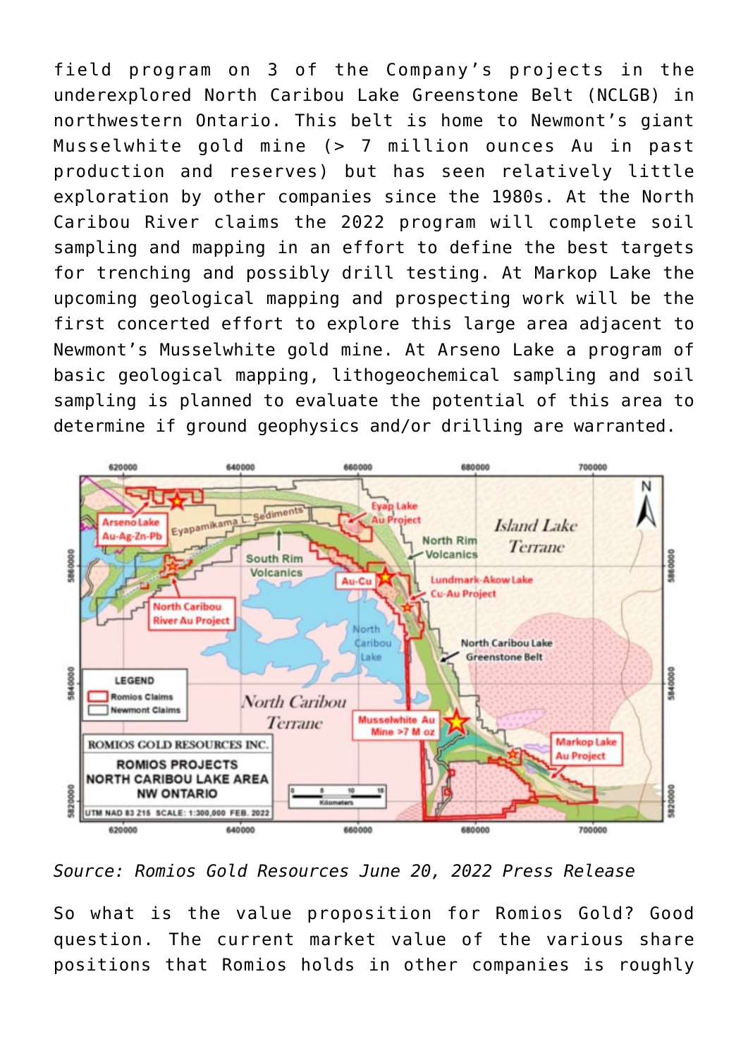field program on 3 of the Company's projects in the underexplored North Caribou Lake Greenstone Belt (NCLGB) in northwestern Ontario. This belt is home to Newmont's giant Musselwhite gold mine (> 7 million ounces Au in past production and reserves) but has seen relatively little exploration by other companies since the 1980s. At the North Caribou River claims the 2022 program will complete soil sampling and mapping in an effort to define the best targets for trenching and possibly drill testing. At Markop Lake the upcoming geological mapping and prospecting work will be the first concerted effort to explore this large area adjacent to Newmont's Musselwhite gold mine. At Arseno Lake a program of basic geological mapping, lithogeochemical sampling and soil sampling is planned to evaluate the potential of this area to determine if ground geophysics and/or drilling are warranted.

*Source: Romios Gold Resources June 20, 2022 Press Release*

So what is the value proposition for Romios Gold? Good question. The current market value of the various share positions that Romios holds in other companies is roughly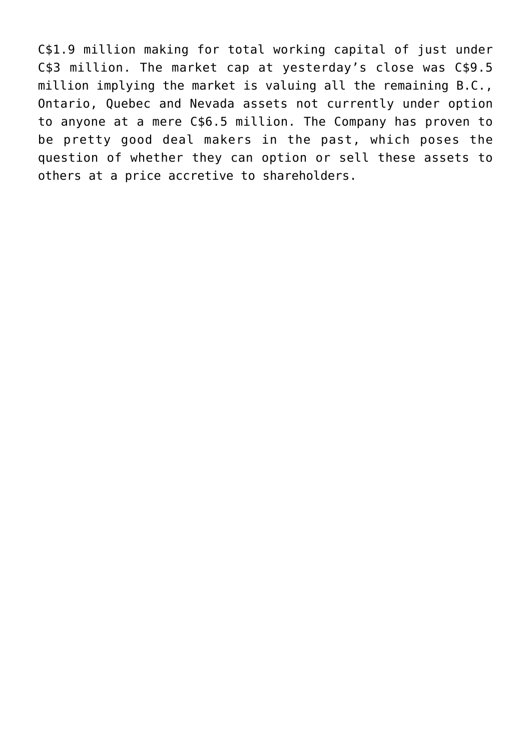C$1.9 million making for total working capital of just under C$3 million. The market cap at yesterday's close was C$9.5 million implying the market is valuing all the remaining B.C., Ontario, Quebec and Nevada assets not currently under option to anyone at a mere C$6.5 million. The Company has proven to be pretty good deal makers in the past, which poses the question of whether they can option or sell these assets to others at a price accretive to shareholders.